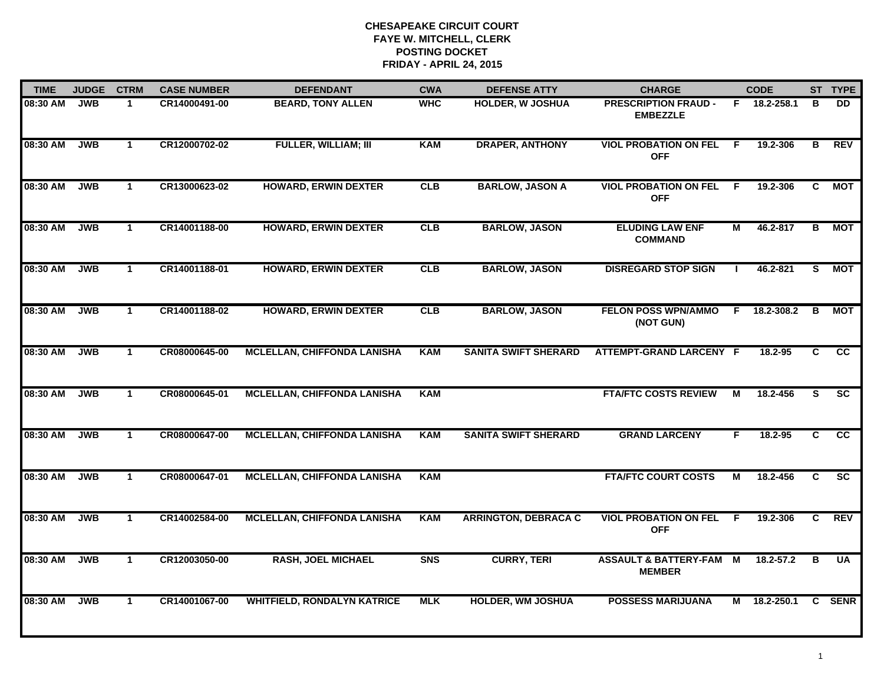**CHESAPEAKE CIRCUIT COURT**
**FAYE W. MITCHELL, CLERK**
**POSTING DOCKET**
**FRIDAY - APRIL 24, 2015**

| TIME | JUDGE | CTRM | CASE NUMBER | DEFENDANT | CWA | DEFENSE ATTY | CHARGE | | CODE | ST | TYPE |
|---|---|---|---|---|---|---|---|---|---|---|---|
| 08:30 AM | JWB | 1 | CR14000491-00 | BEARD, TONY ALLEN | WHC | HOLDER, W JOSHUA | PRESCRIPTION FRAUD - EMBEZZLE | F | 18.2-258.1 | B | DD |
| 08:30 AM | JWB | 1 | CR12000702-02 | FULLER, WILLIAM; III | KAM | DRAPER, ANTHONY | VIOL PROBATION ON FEL OFF | F | 19.2-306 | B | REV |
| 08:30 AM | JWB | 1 | CR13000623-02 | HOWARD, ERWIN DEXTER | CLB | BARLOW, JASON A | VIOL PROBATION ON FEL OFF | F | 19.2-306 | C | MOT |
| 08:30 AM | JWB | 1 | CR14001188-00 | HOWARD, ERWIN DEXTER | CLB | BARLOW, JASON | ELUDING LAW ENF COMMAND | M | 46.2-817 | B | MOT |
| 08:30 AM | JWB | 1 | CR14001188-01 | HOWARD, ERWIN DEXTER | CLB | BARLOW, JASON | DISREGARD STOP SIGN | I | 46.2-821 | S | MOT |
| 08:30 AM | JWB | 1 | CR14001188-02 | HOWARD, ERWIN DEXTER | CLB | BARLOW, JASON | FELON POSS WPN/AMMO (NOT GUN) | F | 18.2-308.2 | B | MOT |
| 08:30 AM | JWB | 1 | CR08000645-00 | MCLELLAN, CHIFFONDA LANISHA | KAM | SANITA SWIFT SHERARD | ATTEMPT-GRAND LARCENY | F | 18.2-95 | C | CC |
| 08:30 AM | JWB | 1 | CR08000645-01 | MCLELLAN, CHIFFONDA LANISHA | KAM | | FTA/FTC COSTS REVIEW | M | 18.2-456 | S | SC |
| 08:30 AM | JWB | 1 | CR08000647-00 | MCLELLAN, CHIFFONDA LANISHA | KAM | SANITA SWIFT SHERARD | GRAND LARCENY | F | 18.2-95 | C | CC |
| 08:30 AM | JWB | 1 | CR08000647-01 | MCLELLAN, CHIFFONDA LANISHA | KAM | | FTA/FTC COURT COSTS | M | 18.2-456 | C | SC |
| 08:30 AM | JWB | 1 | CR14002584-00 | MCLELLAN, CHIFFONDA LANISHA | KAM | ARRINGTON, DEBRACA C | VIOL PROBATION ON FEL OFF | F | 19.2-306 | C | REV |
| 08:30 AM | JWB | 1 | CR12003050-00 | RASH, JOEL MICHAEL | SNS | CURRY, TERI | ASSAULT & BATTERY-FAM MEMBER | M | 18.2-57.2 | B | UA |
| 08:30 AM | JWB | 1 | CR14001067-00 | WHITFIELD, RONDALYN KATRICE | MLK | HOLDER, WM JOSHUA | POSSESS MARIJUANA | M | 18.2-250.1 | C | SENR |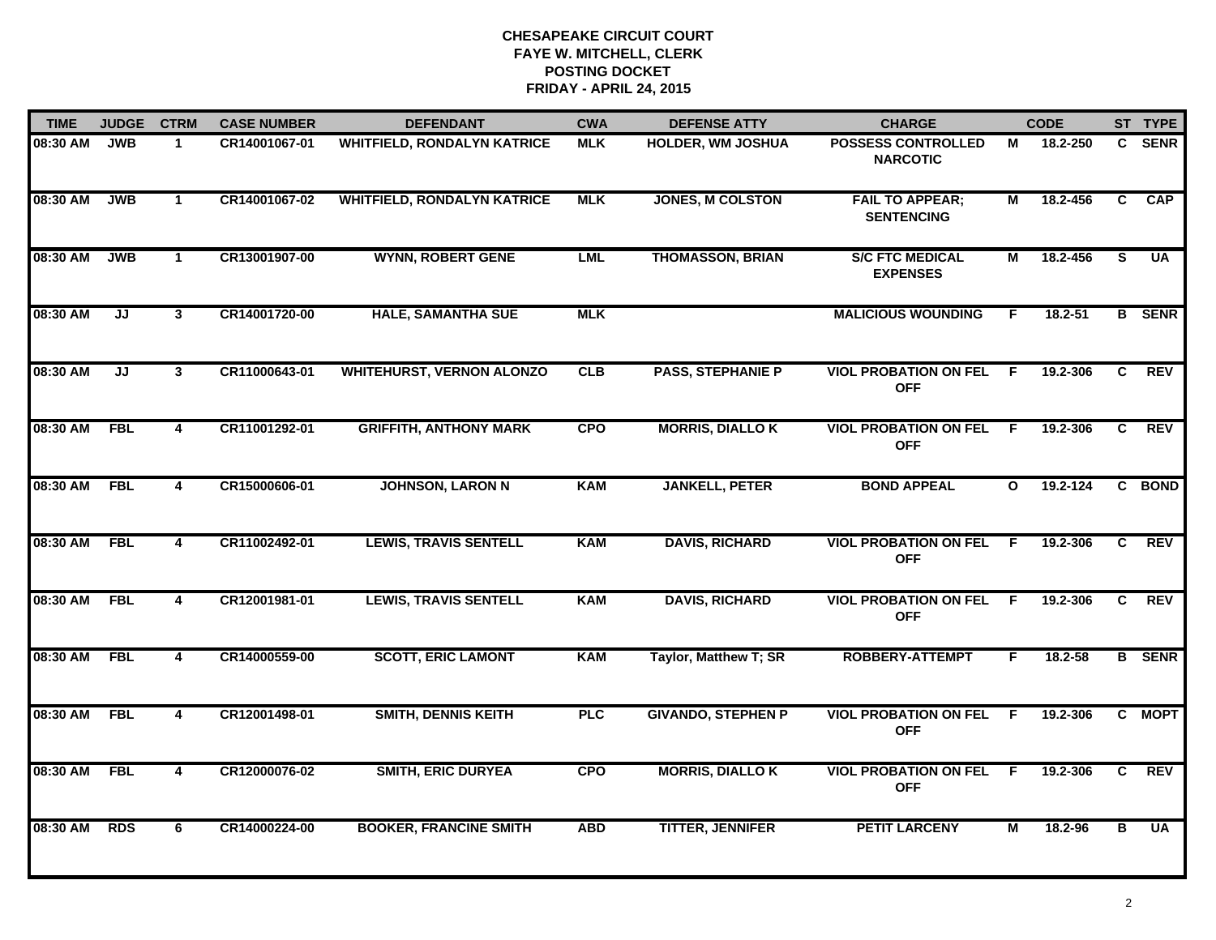# CHESAPEAKE CIRCUIT COURT
## FAYE W. MITCHELL, CLERK
## POSTING DOCKET
## FRIDAY - APRIL 24, 2015

| TIME | JUDGE | CTRM | CASE NUMBER | DEFENDANT | CWA | DEFENSE ATTY | CHARGE | | CODE | ST | TYPE |
|---|---|---|---|---|---|---|---|---|---|---|---|
| 08:30 AM | JWB | 1 | CR14001067-01 | WHITFIELD, RONDALYN KATRICE | MLK | HOLDER, WM JOSHUA | POSSESS CONTROLLED NARCOTIC | M | 18.2-250 | C | SENR |
| 08:30 AM | JWB | 1 | CR14001067-02 | WHITFIELD, RONDALYN KATRICE | MLK | JONES, M COLSTON | FAIL TO APPEAR; SENTENCING | M | 18.2-456 | C | CAP |
| 08:30 AM | JWB | 1 | CR13001907-00 | WYNN, ROBERT GENE | LML | THOMASSON, BRIAN | S/C FTC MEDICAL EXPENSES | M | 18.2-456 | S | UA |
| 08:30 AM | JJ | 3 | CR14001720-00 | HALE, SAMANTHA SUE | MLK | | MALICIOUS WOUNDING | F | 18.2-51 | B | SENR |
| 08:30 AM | JJ | 3 | CR11000643-01 | WHITEHURST, VERNON ALONZO | CLB | PASS, STEPHANIE P | VIOL PROBATION ON FEL OFF | F | 19.2-306 | C | REV |
| 08:30 AM | FBL | 4 | CR11001292-01 | GRIFFITH, ANTHONY MARK | CPO | MORRIS, DIALLO K | VIOL PROBATION ON FEL OFF | F | 19.2-306 | C | REV |
| 08:30 AM | FBL | 4 | CR15000606-01 | JOHNSON, LARON N | KAM | JANKELL, PETER | BOND APPEAL | O | 19.2-124 | C | BOND |
| 08:30 AM | FBL | 4 | CR11002492-01 | LEWIS, TRAVIS SENTELL | KAM | DAVIS, RICHARD | VIOL PROBATION ON FEL OFF | F | 19.2-306 | C | REV |
| 08:30 AM | FBL | 4 | CR12001981-01 | LEWIS, TRAVIS SENTELL | KAM | DAVIS, RICHARD | VIOL PROBATION ON FEL OFF | F | 19.2-306 | C | REV |
| 08:30 AM | FBL | 4 | CR14000559-00 | SCOTT, ERIC LAMONT | KAM | Taylor, Matthew T; SR | ROBBERY-ATTEMPT | F | 18.2-58 | B | SENR |
| 08:30 AM | FBL | 4 | CR12001498-01 | SMITH, DENNIS KEITH | PLC | GIVANDO, STEPHEN P | VIOL PROBATION ON FEL OFF | F | 19.2-306 | C | MOPT |
| 08:30 AM | FBL | 4 | CR12000076-02 | SMITH, ERIC DURYEA | CPO | MORRIS, DIALLO K | VIOL PROBATION ON FEL OFF | F | 19.2-306 | C | REV |
| 08:30 AM | RDS | 6 | CR14000224-00 | BOOKER, FRANCINE SMITH | ABD | TITTER, JENNIFER | PETIT LARCENY | M | 18.2-96 | B | UA |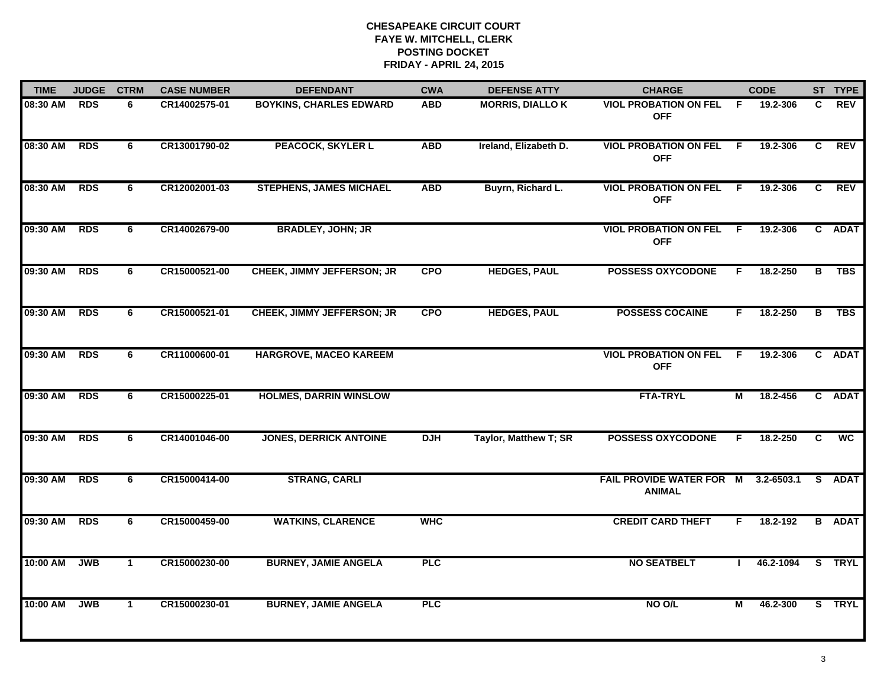# CHESAPEAKE CIRCUIT COURT
## FAYE W. MITCHELL, CLERK
## POSTING DOCKET
## FRIDAY - APRIL 24, 2015

| TIME | JUDGE | CTRM | CASE NUMBER | DEFENDANT | CWA | DEFENSE ATTY | CHARGE | | CODE | ST | TYPE |
|---|---|---|---|---|---|---|---|---|---|---|---|
| 08:30 AM | RDS | 6 | CR14002575-01 | BOYKINS, CHARLES EDWARD | ABD | MORRIS, DIALLO K | VIOL PROBATION ON FEL OFF | F | 19.2-306 | C | REV |
| 08:30 AM | RDS | 6 | CR13001790-02 | PEACOCK, SKYLER L | ABD | Ireland, Elizabeth D. | VIOL PROBATION ON FEL OFF | F | 19.2-306 | C | REV |
| 08:30 AM | RDS | 6 | CR12002001-03 | STEPHENS, JAMES MICHAEL | ABD | Buyrn, Richard L. | VIOL PROBATION ON FEL OFF | F | 19.2-306 | C | REV |
| 09:30 AM | RDS | 6 | CR14002679-00 | BRADLEY, JOHN; JR | | | VIOL PROBATION ON FEL OFF | F | 19.2-306 | C | ADAT |
| 09:30 AM | RDS | 6 | CR15000521-00 | CHEEK, JIMMY JEFFERSON; JR | CPO | HEDGES, PAUL | POSSESS OXYCODONE | F | 18.2-250 | B | TBS |
| 09:30 AM | RDS | 6 | CR15000521-01 | CHEEK, JIMMY JEFFERSON; JR | CPO | HEDGES, PAUL | POSSESS COCAINE | F | 18.2-250 | B | TBS |
| 09:30 AM | RDS | 6 | CR11000600-01 | HARGROVE, MACEO KAREEM | | | VIOL PROBATION ON FEL OFF | F | 19.2-306 | C | ADAT |
| 09:30 AM | RDS | 6 | CR15000225-01 | HOLMES, DARRIN WINSLOW | | | FTA-TRYL | M | 18.2-456 | C | ADAT |
| 09:30 AM | RDS | 6 | CR14001046-00 | JONES, DERRICK ANTOINE | DJH | Taylor, Matthew T; SR | POSSESS OXYCODONE | F | 18.2-250 | C | WC |
| 09:30 AM | RDS | 6 | CR15000414-00 | STRANG, CARLI | | | FAIL PROVIDE WATER FOR ANIMAL | M | 3.2-6503.1 | S | ADAT |
| 09:30 AM | RDS | 6 | CR15000459-00 | WATKINS, CLARENCE | WHC | | CREDIT CARD THEFT | F | 18.2-192 | B | ADAT |
| 10:00 AM | JWB | 1 | CR15000230-00 | BURNEY, JAMIE ANGELA | PLC | | NO SEATBELT | I | 46.2-1094 | S | TRYL |
| 10:00 AM | JWB | 1 | CR15000230-01 | BURNEY, JAMIE ANGELA | PLC | | NO O/L | M | 46.2-300 | S | TRYL |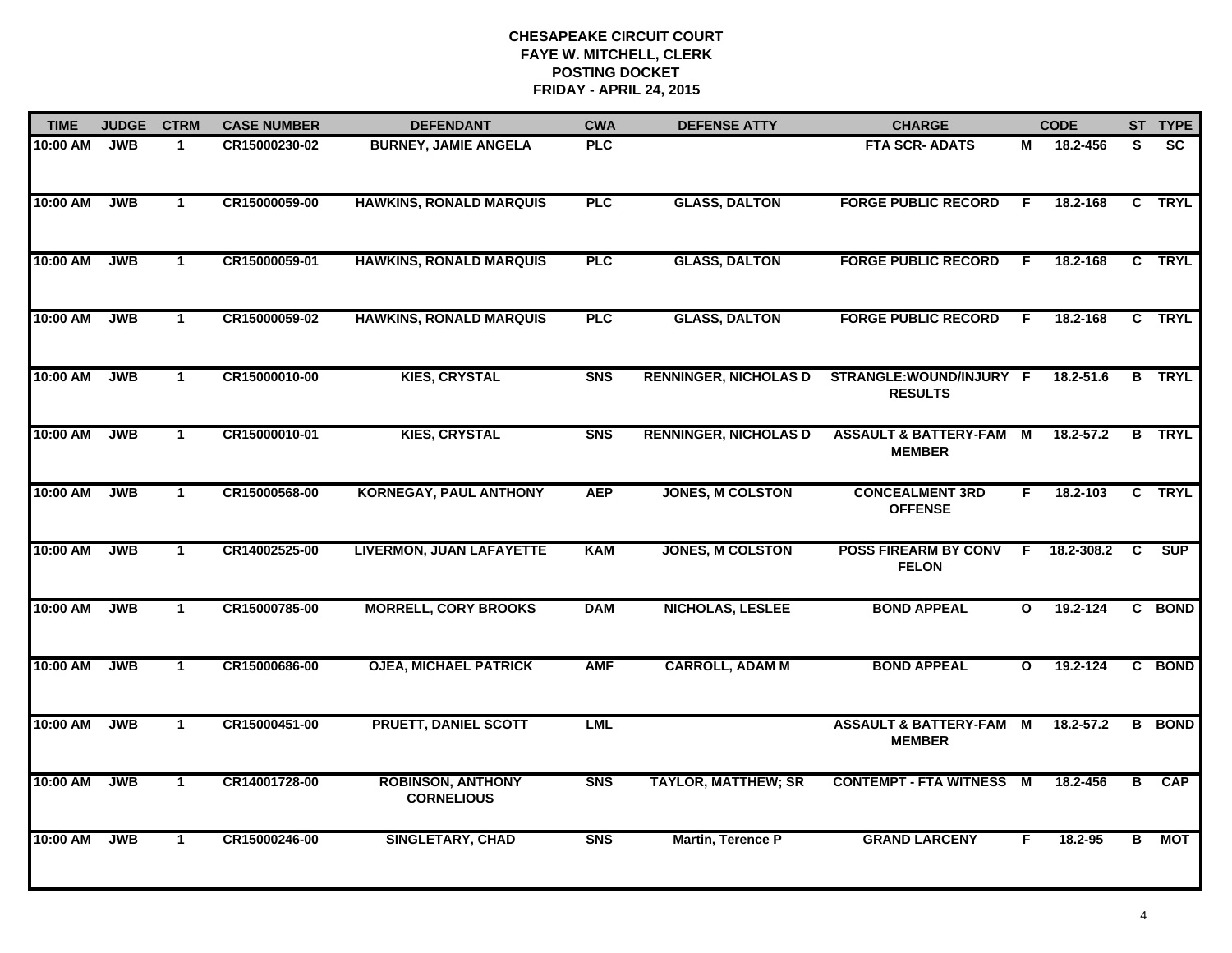# CHESAPEAKE CIRCUIT COURT
## FAYE W. MITCHELL, CLERK
## POSTING DOCKET
## FRIDAY - APRIL 24, 2015

| TIME | JUDGE | CTRM | CASE NUMBER | DEFENDANT | CWA | DEFENSE ATTY | CHARGE | | CODE | ST | TYPE |
|---|---|---|---|---|---|---|---|---|---|---|---|
| 10:00 AM | JWB | 1 | CR15000230-02 | BURNEY, JAMIE ANGELA | PLC | | FTA SCR- ADATS | M | 18.2-456 | S | SC |
| 10:00 AM | JWB | 1 | CR15000059-00 | HAWKINS, RONALD MARQUIS | PLC | GLASS, DALTON | FORGE PUBLIC RECORD | F | 18.2-168 | C | TRYL |
| 10:00 AM | JWB | 1 | CR15000059-01 | HAWKINS, RONALD MARQUIS | PLC | GLASS, DALTON | FORGE PUBLIC RECORD | F | 18.2-168 | C | TRYL |
| 10:00 AM | JWB | 1 | CR15000059-02 | HAWKINS, RONALD MARQUIS | PLC | GLASS, DALTON | FORGE PUBLIC RECORD | F | 18.2-168 | C | TRYL |
| 10:00 AM | JWB | 1 | CR15000010-00 | KIES, CRYSTAL | SNS | RENNINGER, NICHOLAS D | STRANGLE:WOUND/INJURY RESULTS | F | 18.2-51.6 | B | TRYL |
| 10:00 AM | JWB | 1 | CR15000010-01 | KIES, CRYSTAL | SNS | RENNINGER, NICHOLAS D | ASSAULT & BATTERY-FAM MEMBER | M | 18.2-57.2 | B | TRYL |
| 10:00 AM | JWB | 1 | CR15000568-00 | KORNEGAY, PAUL ANTHONY | AEP | JONES, M COLSTON | CONCEALMENT 3RD OFFENSE | F | 18.2-103 | C | TRYL |
| 10:00 AM | JWB | 1 | CR14002525-00 | LIVERMON, JUAN LAFAYETTE | KAM | JONES, M COLSTON | POSS FIREARM BY CONV FELON | F | 18.2-308.2 | C | SUP |
| 10:00 AM | JWB | 1 | CR15000785-00 | MORRELL, CORY BROOKS | DAM | NICHOLAS, LESLEE | BOND APPEAL | O | 19.2-124 | C | BOND |
| 10:00 AM | JWB | 1 | CR15000686-00 | OJEA, MICHAEL PATRICK | AMF | CARROLL, ADAM M | BOND APPEAL | O | 19.2-124 | C | BOND |
| 10:00 AM | JWB | 1 | CR15000451-00 | PRUETT, DANIEL SCOTT | LML | | ASSAULT & BATTERY-FAM MEMBER | M | 18.2-57.2 | B | BOND |
| 10:00 AM | JWB | 1 | CR14001728-00 | ROBINSON, ANTHONY CORNELIOUS | SNS | TAYLOR, MATTHEW; SR | CONTEMPT - FTA WITNESS | M | 18.2-456 | B | CAP |
| 10:00 AM | JWB | 1 | CR15000246-00 | SINGLETARY, CHAD | SNS | Martin, Terence P | GRAND LARCENY | F | 18.2-95 | B | MOT |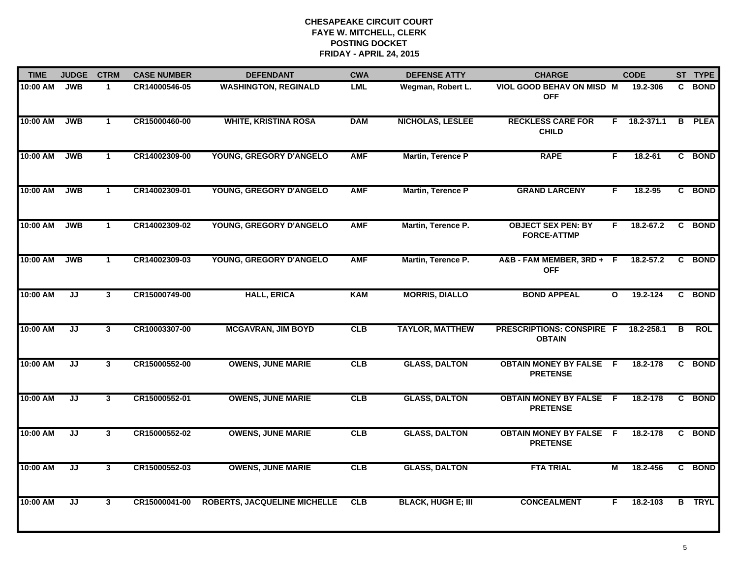**CHESAPEAKE CIRCUIT COURT**
**FAYE W. MITCHELL, CLERK**
**POSTING DOCKET**
**FRIDAY - APRIL 24, 2015**

| TIME | JUDGE | CTRM | CASE NUMBER | DEFENDANT | CWA | DEFENSE ATTY | CHARGE | | CODE | ST | TYPE |
|---|---|---|---|---|---|---|---|---|---|---|---|
| 10:00 AM | JWB | 1 | CR14000546-05 | WASHINGTON, REGINALD | LML | Wegman, Robert L. | VIOL GOOD BEHAV ON MISD OFF | M | 19.2-306 | C | BOND |
| 10:00 AM | JWB | 1 | CR15000460-00 | WHITE, KRISTINA ROSA | DAM | NICHOLAS, LESLEE | RECKLESS CARE FOR CHILD | F | 18.2-371.1 | B | PLEA |
| 10:00 AM | JWB | 1 | CR14002309-00 | YOUNG, GREGORY D'ANGELO | AMF | Martin, Terence P | RAPE | F | 18.2-61 | C | BOND |
| 10:00 AM | JWB | 1 | CR14002309-01 | YOUNG, GREGORY D'ANGELO | AMF | Martin, Terence P | GRAND LARCENY | F | 18.2-95 | C | BOND |
| 10:00 AM | JWB | 1 | CR14002309-02 | YOUNG, GREGORY D'ANGELO | AMF | Martin, Terence P. | OBJECT SEX PEN: BY FORCE-ATTMP | F | 18.2-67.2 | C | BOND |
| 10:00 AM | JWB | 1 | CR14002309-03 | YOUNG, GREGORY D'ANGELO | AMF | Martin, Terence P. | A&B - FAM MEMBER, 3RD + OFF | F | 18.2-57.2 | C | BOND |
| 10:00 AM | JJ | 3 | CR15000749-00 | HALL, ERICA | KAM | MORRIS, DIALLO | BOND APPEAL | O | 19.2-124 | C | BOND |
| 10:00 AM | JJ | 3 | CR10003307-00 | MCGAVRAN, JIM BOYD | CLB | TAYLOR, MATTHEW | PRESCRIPTIONS: CONSPIRE OBTAIN | F | 18.2-258.1 | B | ROL |
| 10:00 AM | JJ | 3 | CR15000552-00 | OWENS, JUNE MARIE | CLB | GLASS, DALTON | OBTAIN MONEY BY FALSE PRETENSE | F | 18.2-178 | C | BOND |
| 10:00 AM | JJ | 3 | CR15000552-01 | OWENS, JUNE MARIE | CLB | GLASS, DALTON | OBTAIN MONEY BY FALSE PRETENSE | F | 18.2-178 | C | BOND |
| 10:00 AM | JJ | 3 | CR15000552-02 | OWENS, JUNE MARIE | CLB | GLASS, DALTON | OBTAIN MONEY BY FALSE PRETENSE | F | 18.2-178 | C | BOND |
| 10:00 AM | JJ | 3 | CR15000552-03 | OWENS, JUNE MARIE | CLB | GLASS, DALTON | FTA TRIAL | M | 18.2-456 | C | BOND |
| 10:00 AM | JJ | 3 | CR15000041-00 | ROBERTS, JACQUELINE MICHELLE | CLB | BLACK, HUGH E; III | CONCEALMENT | F | 18.2-103 | B | TRYL |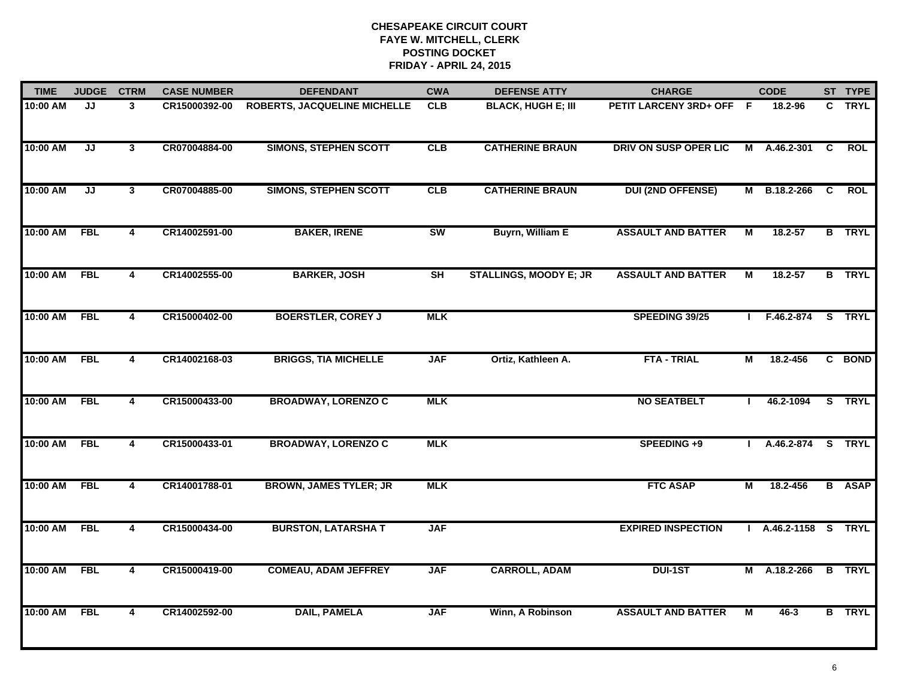# CHESAPEAKE CIRCUIT COURT
## FAYE W. MITCHELL, CLERK
## POSTING DOCKET
## FRIDAY - APRIL 24, 2015

| TIME | JUDGE | CTRM | CASE NUMBER | DEFENDANT | CWA | DEFENSE ATTY | CHARGE | | CODE | ST | TYPE |
|---|---|---|---|---|---|---|---|---|---|---|---|
| 10:00 AM | JJ | 3 | CR15000392-00 | ROBERTS, JACQUELINE MICHELLE | CLB | BLACK, HUGH E; III | PETIT LARCENY 3RD+ OFF | F | 18.2-96 | C | TRYL |
| 10:00 AM | JJ | 3 | CR07004884-00 | SIMONS, STEPHEN SCOTT | CLB | CATHERINE BRAUN | DRIV ON SUSP OPER LIC | M | A.46.2-301 | C | ROL |
| 10:00 AM | JJ | 3 | CR07004885-00 | SIMONS, STEPHEN SCOTT | CLB | CATHERINE BRAUN | DUI (2ND OFFENSE) | M | B.18.2-266 | C | ROL |
| 10:00 AM | FBL | 4 | CR14002591-00 | BAKER, IRENE | SW | Buyrn, William E | ASSAULT AND BATTER | M | 18.2-57 | B | TRYL |
| 10:00 AM | FBL | 4 | CR14002555-00 | BARKER, JOSH | SH | STALLINGS, MOODY E; JR | ASSAULT AND BATTER | M | 18.2-57 | B | TRYL |
| 10:00 AM | FBL | 4 | CR15000402-00 | BOERSTLER, COREY J | MLK | | SPEEDING 39/25 | I | F.46.2-874 | S | TRYL |
| 10:00 AM | FBL | 4 | CR14002168-03 | BRIGGS, TIA MICHELLE | JAF | Ortiz, Kathleen A. | FTA - TRIAL | M | 18.2-456 | C | BOND |
| 10:00 AM | FBL | 4 | CR15000433-00 | BROADWAY, LORENZO C | MLK | | NO SEATBELT | I | 46.2-1094 | S | TRYL |
| 10:00 AM | FBL | 4 | CR15000433-01 | BROADWAY, LORENZO C | MLK | | SPEEDING +9 | I | A.46.2-874 | S | TRYL |
| 10:00 AM | FBL | 4 | CR14001788-01 | BROWN, JAMES TYLER; JR | MLK | | FTC ASAP | M | 18.2-456 | B | ASAP |
| 10:00 AM | FBL | 4 | CR15000434-00 | BURSTON, LATARSHA T | JAF | | EXPIRED INSPECTION | I | A.46.2-1158 | S | TRYL |
| 10:00 AM | FBL | 4 | CR15000419-00 | COMEAU, ADAM JEFFREY | JAF | CARROLL, ADAM | DUI-1ST | M | A.18.2-266 | B | TRYL |
| 10:00 AM | FBL | 4 | CR14002592-00 | DAIL, PAMELA | JAF | Winn, A Robinson | ASSAULT AND BATTER | M | 46-3 | B | TRYL |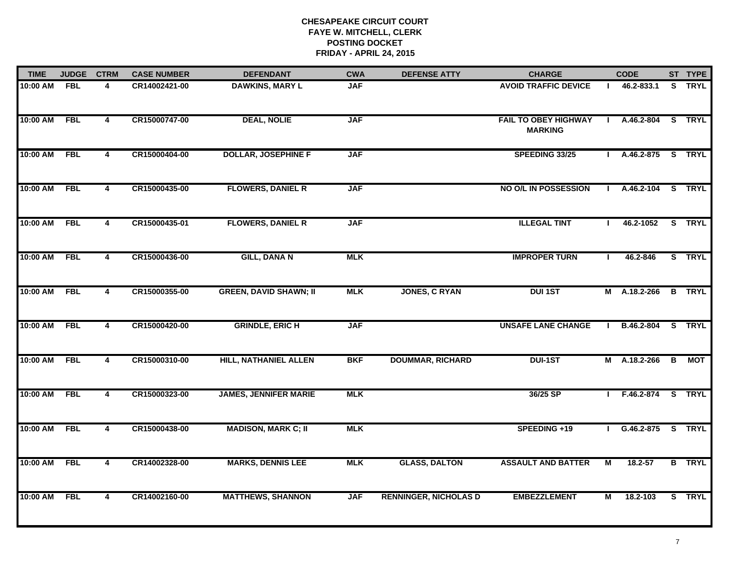# CHESAPEAKE CIRCUIT COURT
## FAYE W. MITCHELL, CLERK
## POSTING DOCKET
## FRIDAY - APRIL 24, 2015

| TIME | JUDGE | CTRM | CASE NUMBER | DEFENDANT | CWA | DEFENSE ATTY | CHARGE | | CODE | ST | TYPE |
|---|---|---|---|---|---|---|---|---|---|---|---|
| 10:00 AM | FBL | 4 | CR14002421-00 | DAWKINS, MARY L | JAF | | AVOID TRAFFIC DEVICE | I | 46.2-833.1 | S | TRYL |
| 10:00 AM | FBL | 4 | CR15000747-00 | DEAL, NOLIE | JAF | | FAIL TO OBEY HIGHWAY MARKING | I | A.46.2-804 | S | TRYL |
| 10:00 AM | FBL | 4 | CR15000404-00 | DOLLAR, JOSEPHINE F | JAF | | SPEEDING 33/25 | I | A.46.2-875 | S | TRYL |
| 10:00 AM | FBL | 4 | CR15000435-00 | FLOWERS, DANIEL R | JAF | | NO O/L IN POSSESSION | I | A.46.2-104 | S | TRYL |
| 10:00 AM | FBL | 4 | CR15000435-01 | FLOWERS, DANIEL R | JAF | | ILLEGAL TINT | I | 46.2-1052 | S | TRYL |
| 10:00 AM | FBL | 4 | CR15000436-00 | GILL, DANA N | MLK | | IMPROPER TURN | I | 46.2-846 | S | TRYL |
| 10:00 AM | FBL | 4 | CR15000355-00 | GREEN, DAVID SHAWN; II | MLK | JONES, C RYAN | DUI 1ST | M | A.18.2-266 | B | TRYL |
| 10:00 AM | FBL | 4 | CR15000420-00 | GRINDLE, ERIC H | JAF | | UNSAFE LANE CHANGE | I | B.46.2-804 | S | TRYL |
| 10:00 AM | FBL | 4 | CR15000310-00 | HILL, NATHANIEL ALLEN | BKF | DOUMMAR, RICHARD | DUI-1ST | M | A.18.2-266 | B | MOT |
| 10:00 AM | FBL | 4 | CR15000323-00 | JAMES, JENNIFER MARIE | MLK | | 36/25 SP | I | F.46.2-874 | S | TRYL |
| 10:00 AM | FBL | 4 | CR15000438-00 | MADISON, MARK C; II | MLK | | SPEEDING +19 | I | G.46.2-875 | S | TRYL |
| 10:00 AM | FBL | 4 | CR14002328-00 | MARKS, DENNIS LEE | MLK | GLASS, DALTON | ASSAULT AND BATTER | M | 18.2-57 | B | TRYL |
| 10:00 AM | FBL | 4 | CR14002160-00 | MATTHEWS, SHANNON | JAF | RENNINGER, NICHOLAS D | EMBEZZLEMENT | M | 18.2-103 | S | TRYL |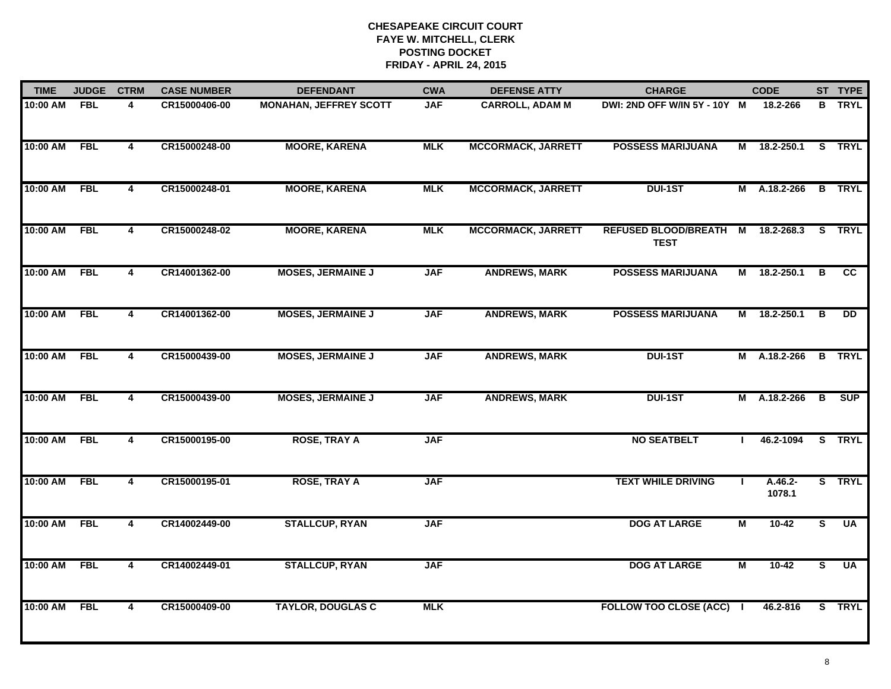**CHESAPEAKE CIRCUIT COURT**
**FAYE W. MITCHELL, CLERK**
**POSTING DOCKET**
**FRIDAY - APRIL 24, 2015**

| TIME | JUDGE | CTRM | CASE NUMBER | DEFENDANT | CWA | DEFENSE ATTY | CHARGE | | CODE | ST | TYPE |
|---|---|---|---|---|---|---|---|---|---|---|---|
| 10:00 AM | FBL | 4 | CR15000406-00 | MONAHAN, JEFFREY SCOTT | JAF | CARROLL, ADAM M | DWI: 2ND OFF W/IN 5Y - 10Y | M | 18.2-266 | B | TRYL |
| 10:00 AM | FBL | 4 | CR15000248-00 | MOORE, KARENA | MLK | MCCORMACK, JARRETT | POSSESS MARIJUANA | M | 18.2-250.1 | S | TRYL |
| 10:00 AM | FBL | 4 | CR15000248-01 | MOORE, KARENA | MLK | MCCORMACK, JARRETT | DUI-1ST | M | A.18.2-266 | B | TRYL |
| 10:00 AM | FBL | 4 | CR15000248-02 | MOORE, KARENA | MLK | MCCORMACK, JARRETT | REFUSED BLOOD/BREATH TEST | M | 18.2-268.3 | S | TRYL |
| 10:00 AM | FBL | 4 | CR14001362-00 | MOSES, JERMAINE J | JAF | ANDREWS, MARK | POSSESS MARIJUANA | M | 18.2-250.1 | B | CC |
| 10:00 AM | FBL | 4 | CR14001362-00 | MOSES, JERMAINE J | JAF | ANDREWS, MARK | POSSESS MARIJUANA | M | 18.2-250.1 | B | DD |
| 10:00 AM | FBL | 4 | CR15000439-00 | MOSES, JERMAINE J | JAF | ANDREWS, MARK | DUI-1ST | M | A.18.2-266 | B | TRYL |
| 10:00 AM | FBL | 4 | CR15000439-00 | MOSES, JERMAINE J | JAF | ANDREWS, MARK | DUI-1ST | M | A.18.2-266 | B | SUP |
| 10:00 AM | FBL | 4 | CR15000195-00 | ROSE, TRAY A | JAF | | NO SEATBELT | I | 46.2-1094 | S | TRYL |
| 10:00 AM | FBL | 4 | CR15000195-01 | ROSE, TRAY A | JAF | | TEXT WHILE DRIVING | I | A.46.2-1078.1 | S | TRYL |
| 10:00 AM | FBL | 4 | CR14002449-00 | STALLCUP, RYAN | JAF | | DOG AT LARGE | M | 10-42 | S | UA |
| 10:00 AM | FBL | 4 | CR14002449-01 | STALLCUP, RYAN | JAF | | DOG AT LARGE | M | 10-42 | S | UA |
| 10:00 AM | FBL | 4 | CR15000409-00 | TAYLOR, DOUGLAS C | MLK | | FOLLOW TOO CLOSE (ACC) | I | 46.2-816 | S | TRYL |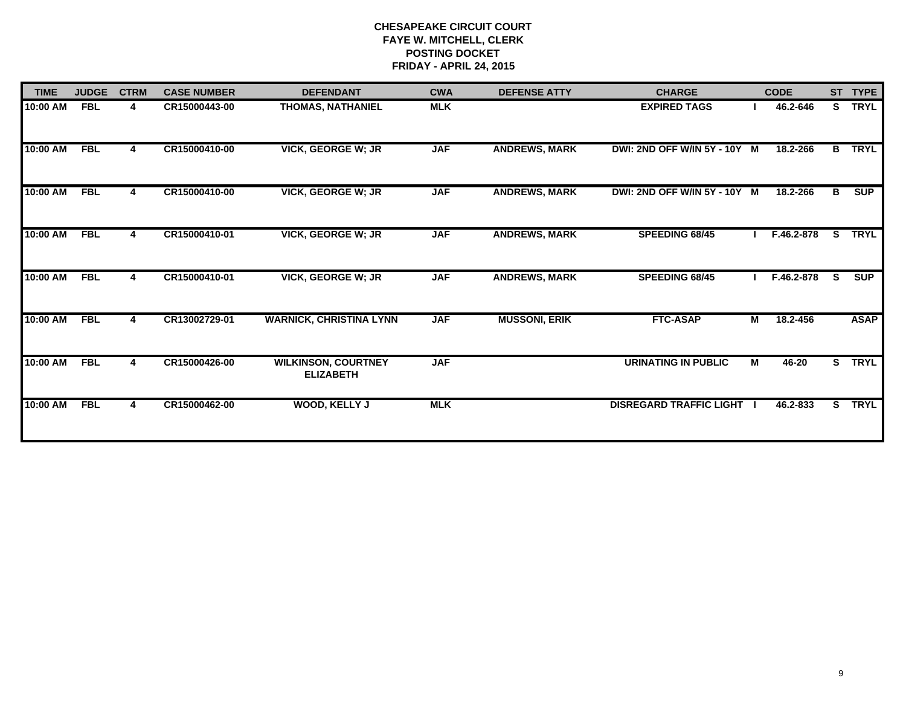**CHESAPEAKE CIRCUIT COURT**
**FAYE W. MITCHELL, CLERK**
**POSTING DOCKET**
**FRIDAY - APRIL 24, 2015**

| TIME | JUDGE | CTRM | CASE NUMBER | DEFENDANT | CWA | DEFENSE ATTY | CHARGE | | CODE | ST | TYPE |
|---|---|---|---|---|---|---|---|---|---|---|---|
| 10:00 AM | FBL | 4 | CR15000443-00 | THOMAS, NATHANIEL | MLK | | EXPIRED TAGS | I | 46.2-646 | S | TRYL |
| 10:00 AM | FBL | 4 | CR15000410-00 | VICK, GEORGE W; JR | JAF | ANDREWS, MARK | DWI: 2ND OFF W/IN 5Y - 10Y | M | 18.2-266 | B | TRYL |
| 10:00 AM | FBL | 4 | CR15000410-00 | VICK, GEORGE W; JR | JAF | ANDREWS, MARK | DWI: 2ND OFF W/IN 5Y - 10Y | M | 18.2-266 | B | SUP |
| 10:00 AM | FBL | 4 | CR15000410-01 | VICK, GEORGE W; JR | JAF | ANDREWS, MARK | SPEEDING 68/45 | I | F.46.2-878 | S | TRYL |
| 10:00 AM | FBL | 4 | CR15000410-01 | VICK, GEORGE W; JR | JAF | ANDREWS, MARK | SPEEDING 68/45 | I | F.46.2-878 | S | SUP |
| 10:00 AM | FBL | 4 | CR13002729-01 | WARNICK, CHRISTINA LYNN | JAF | MUSSONI, ERIK | FTC-ASAP | M | 18.2-456 | | ASAP |
| 10:00 AM | FBL | 4 | CR15000426-00 | WILKINSON, COURTNEY ELIZABETH | JAF | | URINATING IN PUBLIC | M | 46-20 | S | TRYL |
| 10:00 AM | FBL | 4 | CR15000462-00 | WOOD, KELLY J | MLK | | DISREGARD TRAFFIC LIGHT | I | 46.2-833 | S | TRYL |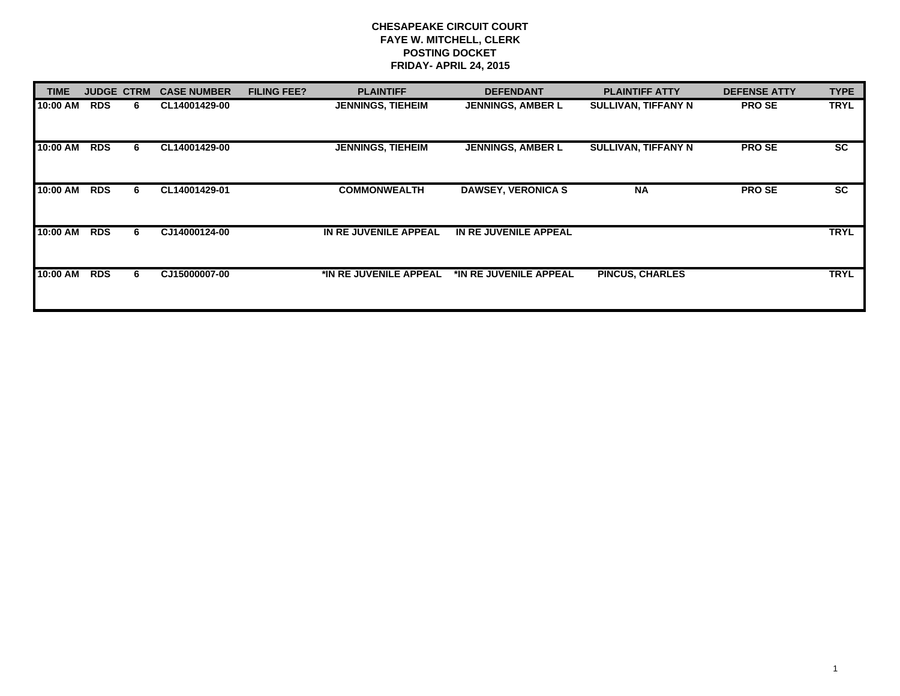**CHESAPEAKE CIRCUIT COURT**
**FAYE W. MITCHELL, CLERK**
**POSTING DOCKET**
**FRIDAY- APRIL 24, 2015**

| TIME | JUDGE | CTRM | CASE NUMBER | FILING FEE? | PLAINTIFF | DEFENDANT | PLAINTIFF ATTY | DEFENSE ATTY | TYPE |
|---|---|---|---|---|---|---|---|---|---|
| 10:00 AM | RDS | 6 | CL14001429-00 | | JENNINGS, TIEHEIM | JENNINGS, AMBER L | SULLIVAN, TIFFANY N | PRO SE | TRYL |
| 10:00 AM | RDS | 6 | CL14001429-00 | | JENNINGS, TIEHEIM | JENNINGS, AMBER L | SULLIVAN, TIFFANY N | PRO SE | SC |
| 10:00 AM | RDS | 6 | CL14001429-01 | | COMMONWEALTH | DAWSEY, VERONICA S | NA | PRO SE | SC |
| 10:00 AM | RDS | 6 | CJ14000124-00 | | IN RE JUVENILE APPEAL | IN RE JUVENILE APPEAL | | | TRYL |
| 10:00 AM | RDS | 6 | CJ15000007-00 | | *IN RE JUVENILE APPEAL | *IN RE JUVENILE APPEAL | PINCUS, CHARLES | | TRYL |